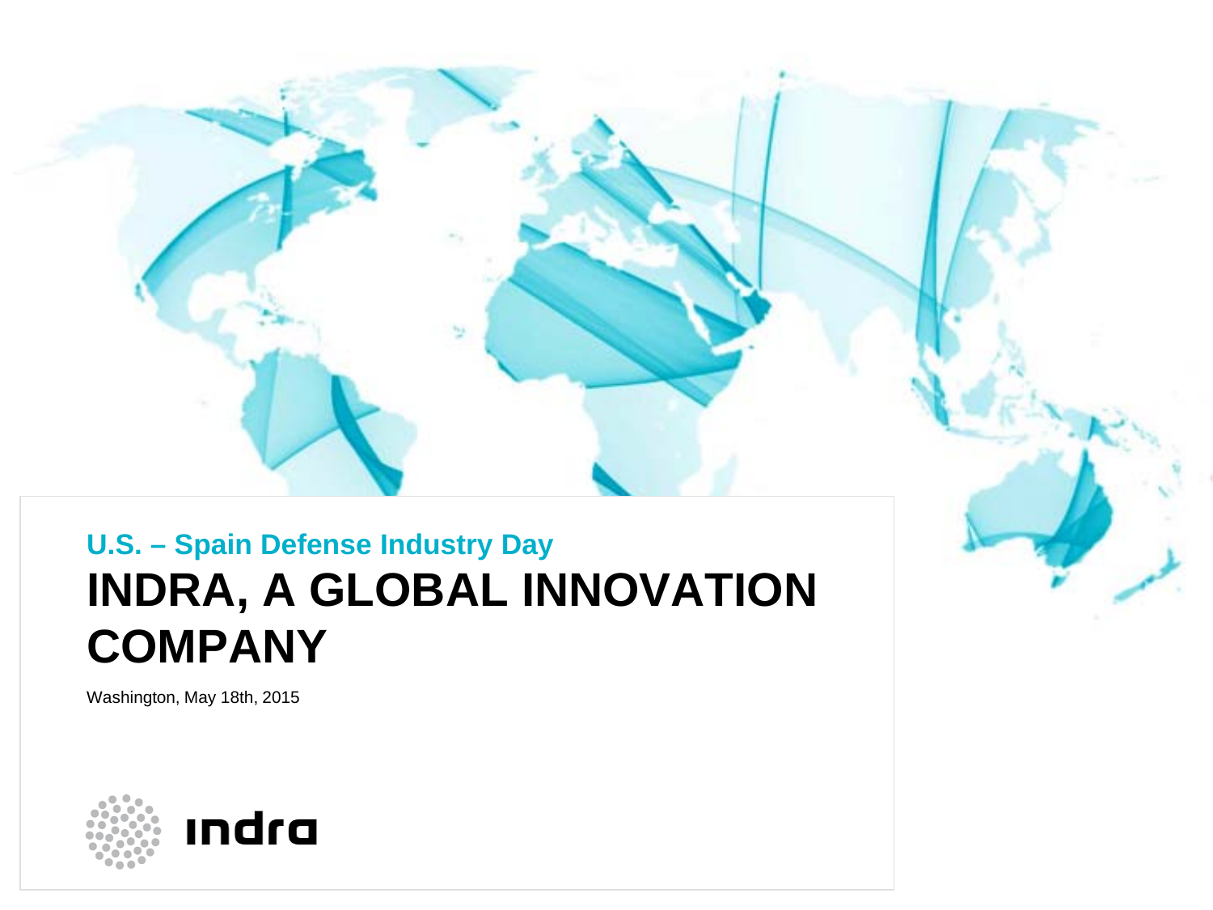U.S. – Spain Defense Industry Day

# INDRA, A GLOBAL INNOVATION COMPANY

Washington, May 18th, 2015

indra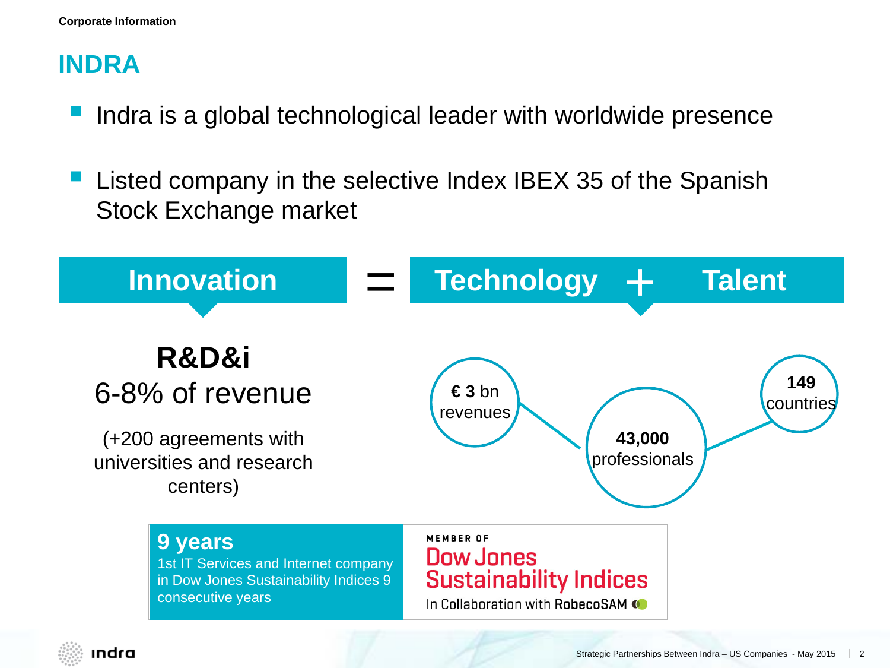Corporate Information

# INDRA

- Indra is a global technological leader with worldwide presence
- Listed company in the selective Index IBEX 35 of the Spanish Stock Exchange market

**Innovation = Technology + Talent**

**R&D&i**
6-8% of revenue

(+200 agreements with universities and research centers)

**€ 3** bn revenues

**43,000** professionals

**149** countries

**9 years**
1st IT Services and Internet company in Dow Jones Sustainability Indices 9 consecutive years

MEMBER OF
Dow Jones Sustainability Indices
In Collaboration with RobecoSAM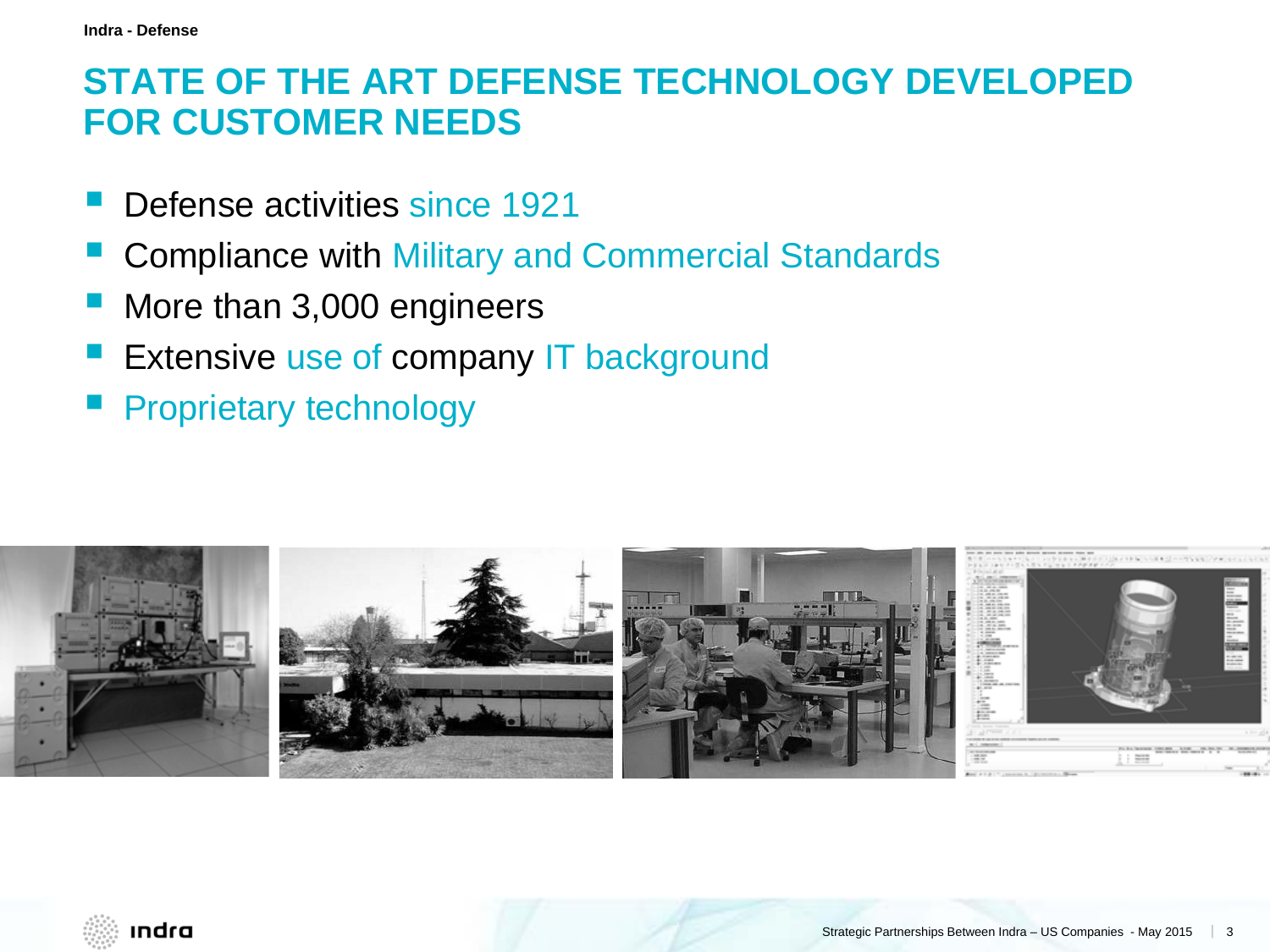# STATE OF THE ART DEFENSE TECHNOLOGY DEVELOPED FOR CUSTOMER NEEDS

- Defense activities since 1921
- Compliance with Military and Commercial Standards
- More than 3,000 engineers
- Extensive use of company IT background
- Proprietary technology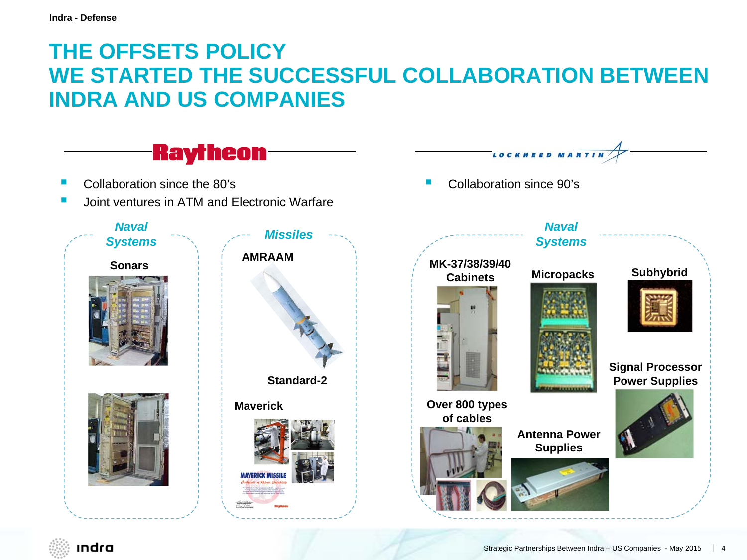# THE OFFSETS POLICY
# WE STARTED THE SUCCESSFUL COLLABORATION BETWEEN INDRA AND US COMPANIES

## Raytheon

- Collaboration since the 80's
- Joint ventures in ATM and Electronic Warfare

### *Naval Systems*

**Sonars**

### *Missiles*

**AMRAAM**

**Standard-2**

**Maverick**

MAVERICK MISSILE
*Certificate of Repair Capability*

## LOCKHEED MARTIN

- Collaboration since 90's

### *Naval Systems*

**MK-37/38/39/40 Cabinets**

**Micropacks**

**Subhybrid**

**Signal Processor Power Supplies**

**Over 800 types of cables**

**Antenna Power Supplies**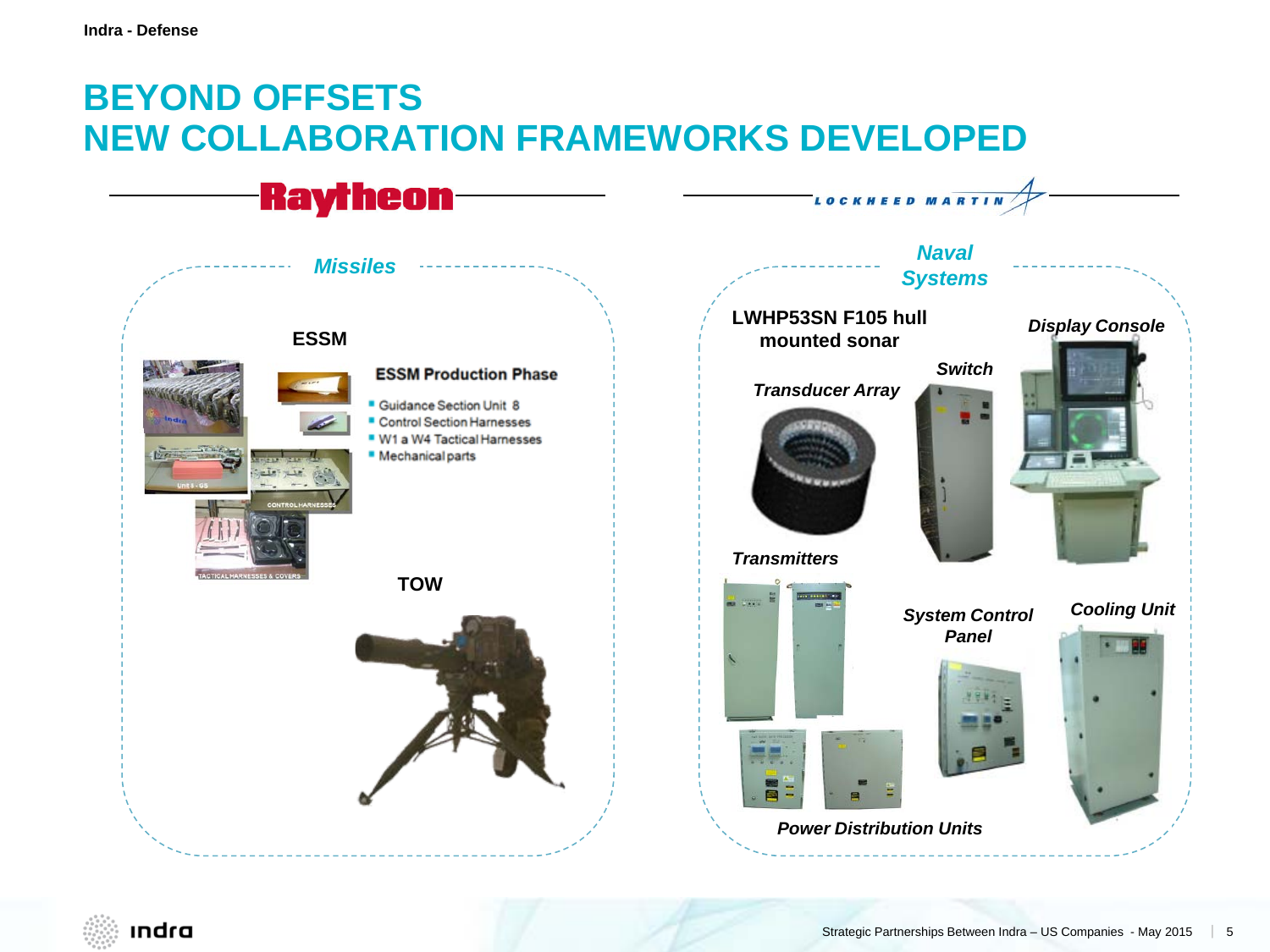# BEYOND OFFSETS
# NEW COLLABORATION FRAMEWORKS DEVELOPED

## Raytheon

### *Missiles*

**ESSM**

**ESSM Production Phase**

- Guidance Section Unit 8
- Control Section Harnesses
- W1 a W4 Tactical Harnesses
- Mechanical parts

Unit 8 - GS

CONTROL HARNESSES

TACTICAL HARNESSES & COVERS

**TOW**

## LOCKHEED MARTIN

### *Naval Systems*

**LWHP53SN F105 hull mounted sonar**

*Transducer Array*

*Switch*

*Display Console*

*Transmitters*

*System Control Panel*

*Cooling Unit*

*Power Distribution Units*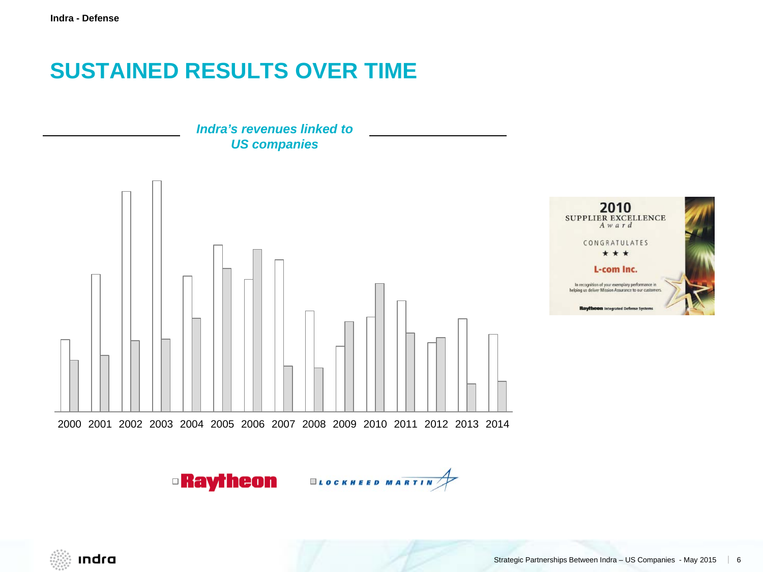# SUSTAINED RESULTS OVER TIME

*Indra's revenues linked to US companies*

2000 2001 2002 2003 2004 2005 2006 2007 2008 2009 2010 2011 2012 2013 2014

Raytheon

Lockheed Martin

2010
SUPPLIER EXCELLENCE
Award
CONGRATULATES
★ ★ ★
L-com Inc.
In recognition of your exemplary performance in helping us deliver Mission Assurance to our customers.
Raytheon Integrated Defense Systems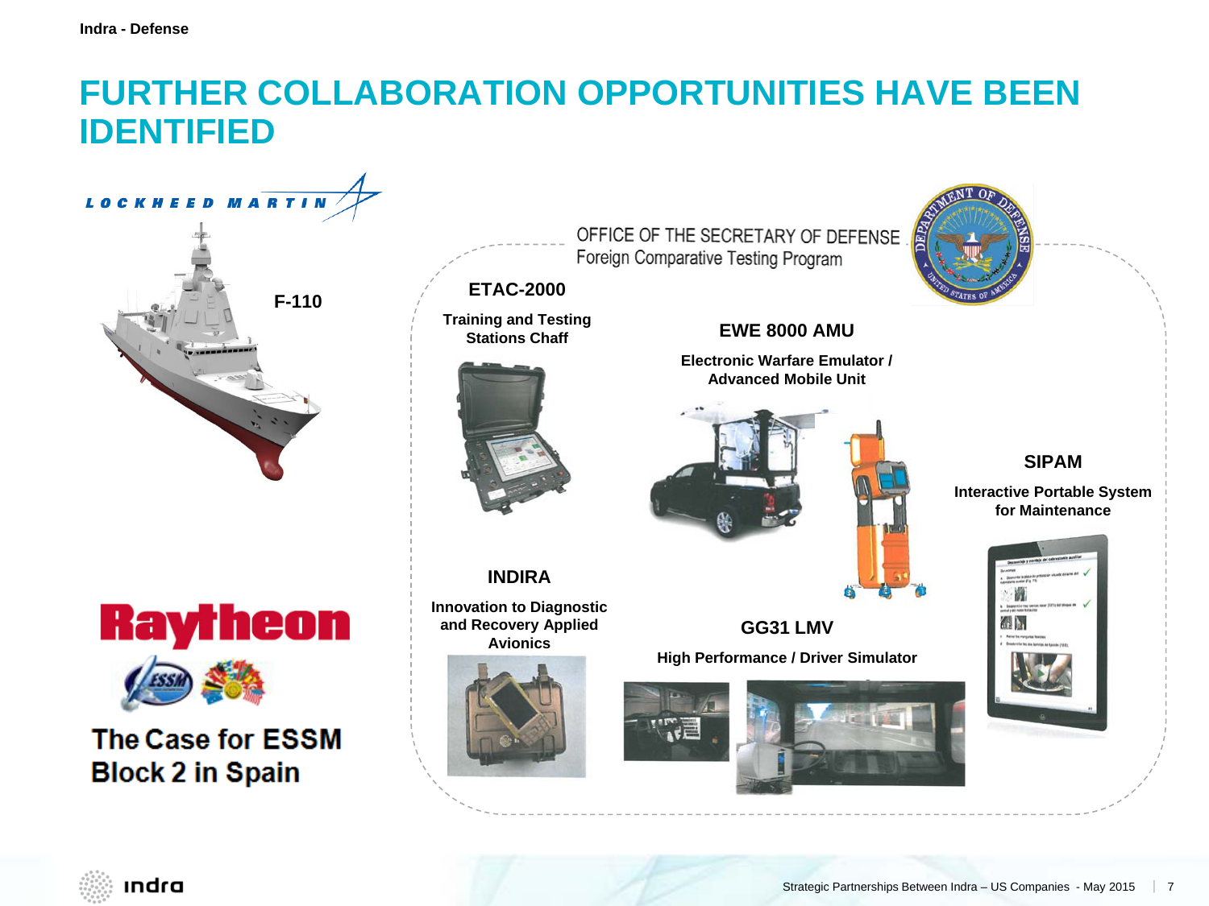# FURTHER COLLABORATION OPPORTUNITIES HAVE BEEN IDENTIFIED

LOCKHEED MARTIN

F-110

Raytheon

The Case for ESSM Block 2 in Spain

OFFICE OF THE SECRETARY OF DEFENSE
Foreign Comparative Testing Program

**ETAC-2000**

**Training and Testing Stations Chaff**

**EWE 8000 AMU**

**Electronic Warfare Emulator / Advanced Mobile Unit**

**SIPAM**

**Interactive Portable System for Maintenance**

**INDIRA**

**Innovation to Diagnostic and Recovery Applied Avionics**

**GG31 LMV**

**High Performance / Driver Simulator**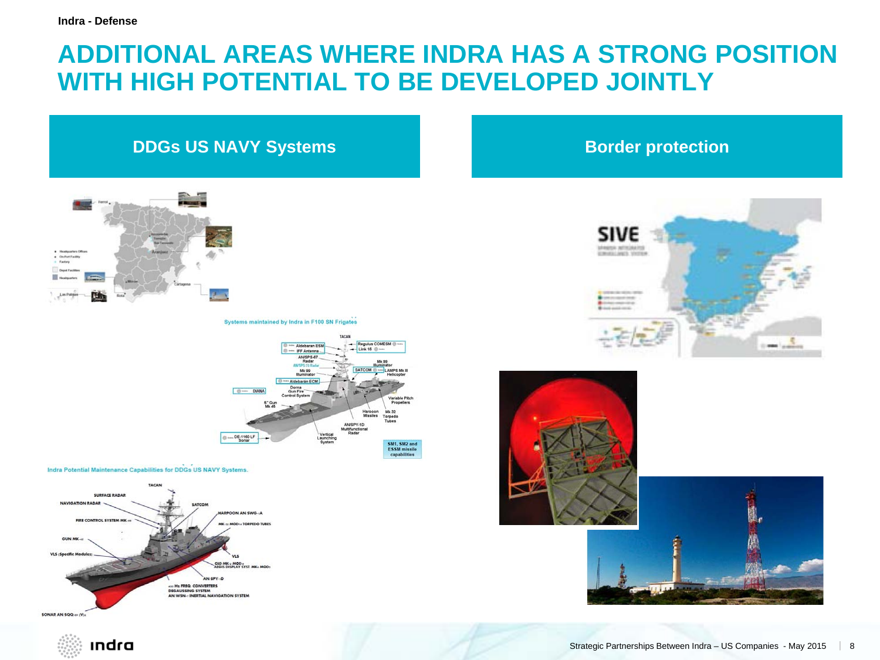# ADDITIONAL AREAS WHERE INDRA HAS A STRONG POSITION WITH HIGH POTENTIAL TO BE DEVELOPED JOINTLY

## DDGs US NAVY Systems

Systems maintained by Indra in F100 SN Frigates

Indra Potential Maintenance Capabilities for DDGs US NAVY Systems.

## Border protection

SIVE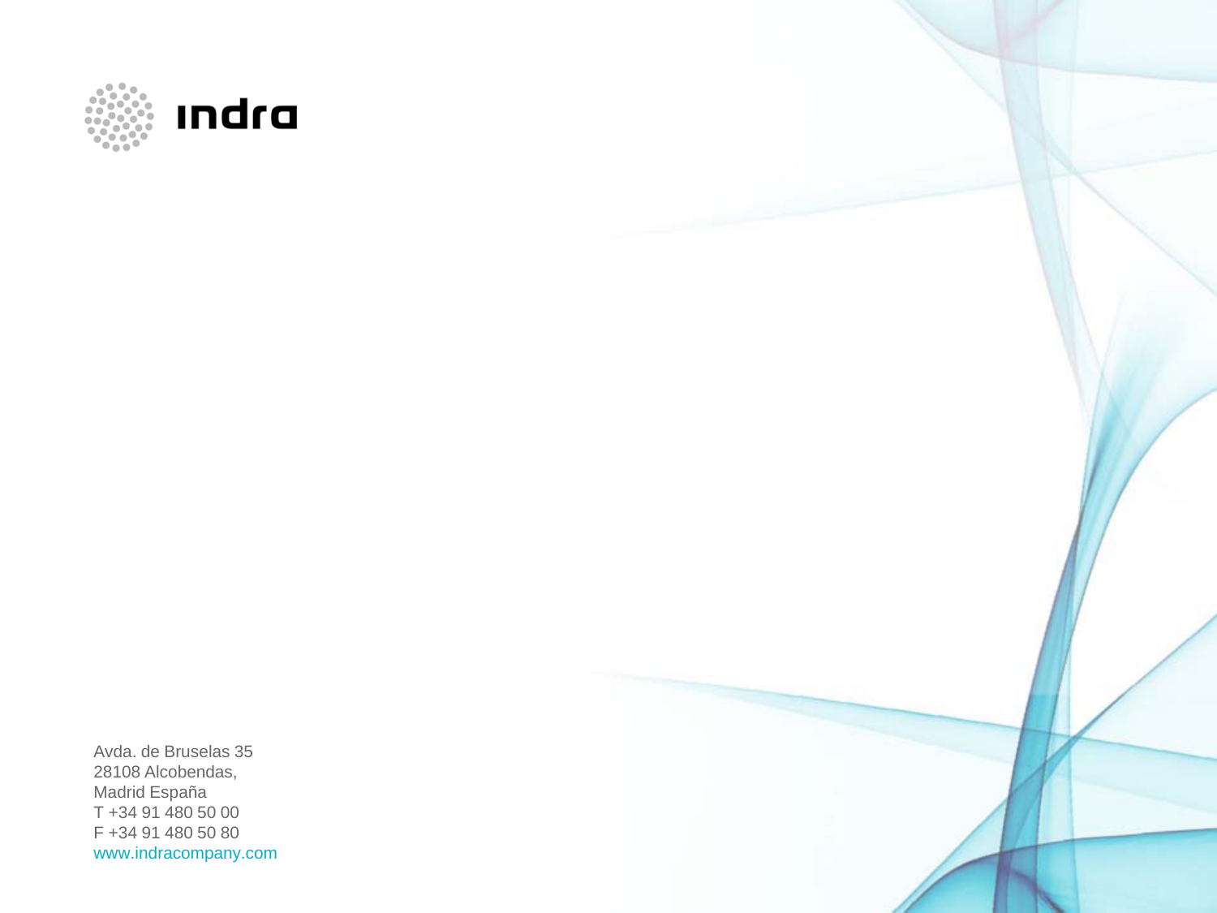indra

Avda. de Bruselas 35
28108 Alcobendas,
Madrid España
T +34 91 480 50 00
F +34 91 480 50 80
www.indracompany.com